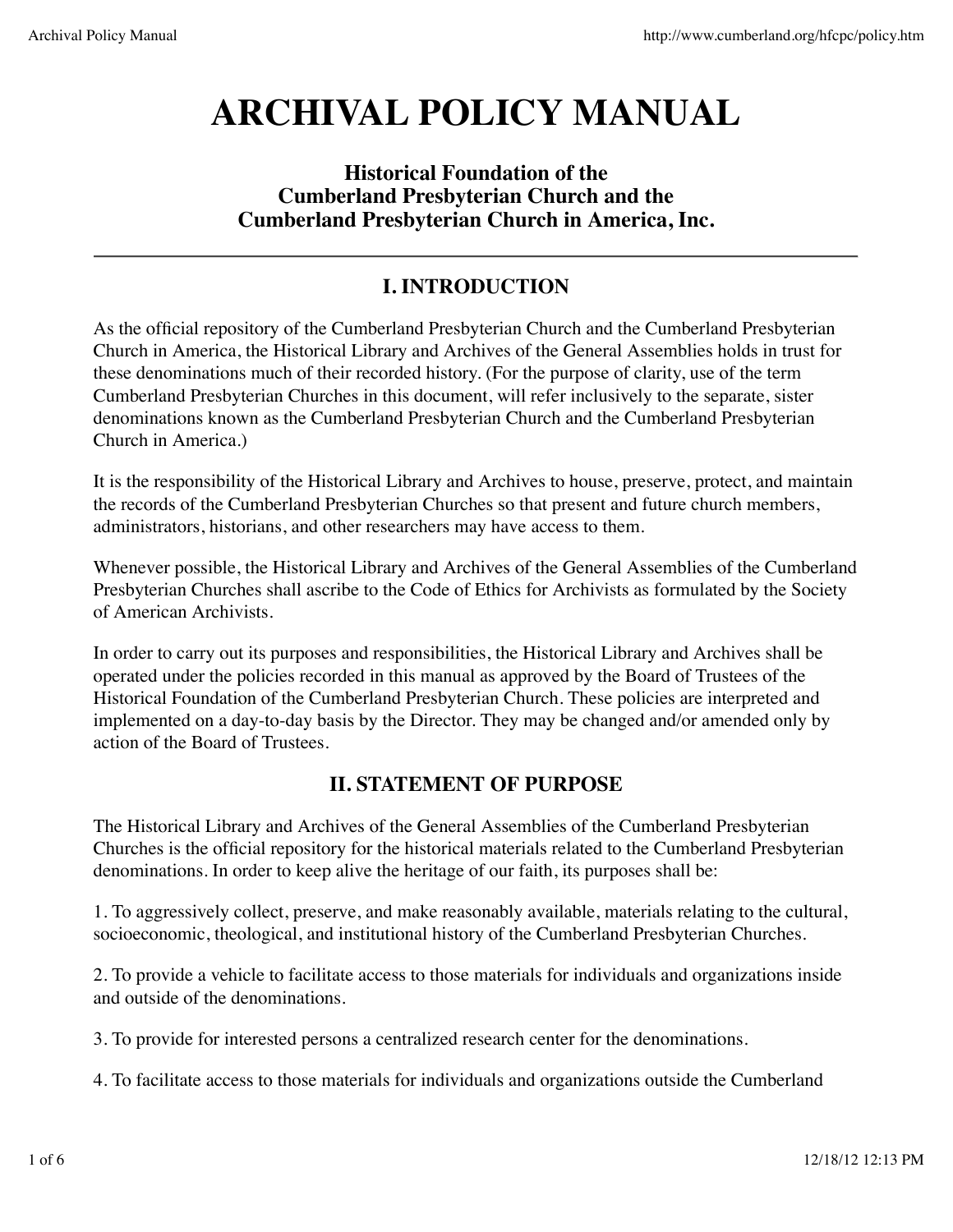# ARCHIVAL POLICY MANUAL

### Historical Foundation of the Cumberland Presbyterian Church and the Cumberland Presbyterian Church in America, Inc.

---

## I. INTRODUCTION

As the official repository of the Cumberland Presbyterian Church and the Cumberland Presbyterian Church in America, the Historical Library and Archives of the General Assemblies holds in trust for these denominations much of their recorded history. (For the purpose of clarity, use of the term Cumberland Presbyterian Churches in this document, will refer inclusively to the separate, sister denominations known as the Cumberland Presbyterian Church and the Cumberland Presbyterian Church in America.)

It is the responsibility of the Historical Library and Archives to house, preserve, protect, and maintain the records of the Cumberland Presbyterian Churches so that present and future church members, administrators, historians, and other researchers may have access to them.

Whenever possible, the Historical Library and Archives of the General Assemblies of the Cumberland Presbyterian Churches shall ascribe to the Code of Ethics for Archivists as formulated by the Society of American Archivists.

In order to carry out its purposes and responsibilities, the Historical Library and Archives shall be operated under the policies recorded in this manual as approved by the Board of Trustees of the Historical Foundation of the Cumberland Presbyterian Church. These policies are interpreted and implemented on a day-to-day basis by the Director. They may be changed and/or amended only by action of the Board of Trustees.

## II. STATEMENT OF PURPOSE

The Historical Library and Archives of the General Assemblies of the Cumberland Presbyterian Churches is the official repository for the historical materials related to the Cumberland Presbyterian denominations. In order to keep alive the heritage of our faith, its purposes shall be:

1. To aggressively collect, preserve, and make reasonably available, materials relating to the cultural, socioeconomic, theological, and institutional history of the Cumberland Presbyterian Churches.

2. To provide a vehicle to facilitate access to those materials for individuals and organizations inside and outside of the denominations.

3. To provide for interested persons a centralized research center for the denominations.

4. To facilitate access to those materials for individuals and organizations outside the Cumberland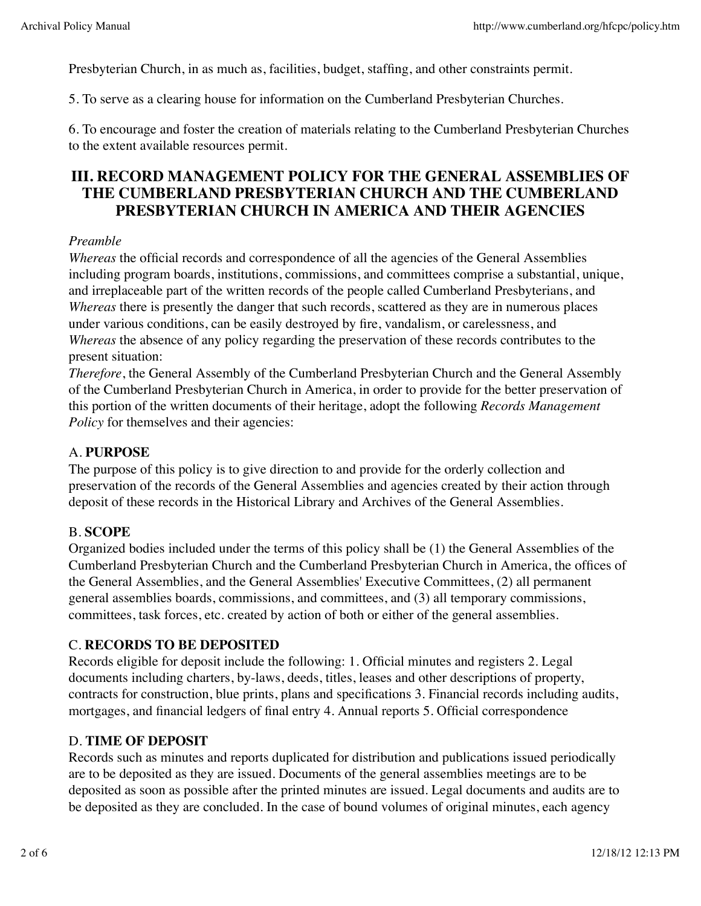Presbyterian Church, in as much as, facilities, budget, staffing, and other constraints permit.

5. To serve as a clearing house for information on the Cumberland Presbyterian Churches.

6. To encourage and foster the creation of materials relating to the Cumberland Presbyterian Churches to the extent available resources permit.

## III. RECORD MANAGEMENT POLICY FOR THE GENERAL ASSEMBLIES OF THE CUMBERLAND PRESBYTERIAN CHURCH AND THE CUMBERLAND PRESBYTERIAN CHURCH IN AMERICA AND THEIR AGENCIES

*Preamble*
*Whereas* the official records and correspondence of all the agencies of the General Assemblies including program boards, institutions, commissions, and committees comprise a substantial, unique, and irreplaceable part of the written records of the people called Cumberland Presbyterians, and
*Whereas* there is presently the danger that such records, scattered as they are in numerous places under various conditions, can be easily destroyed by fire, vandalism, or carelessness, and
*Whereas* the absence of any policy regarding the preservation of these records contributes to the present situation:
*Therefore*, the General Assembly of the Cumberland Presbyterian Church and the General Assembly of the Cumberland Presbyterian Church in America, in order to provide for the better preservation of this portion of the written documents of their heritage, adopt the following *Records Management Policy* for themselves and their agencies:

### A. **PURPOSE**

The purpose of this policy is to give direction to and provide for the orderly collection and preservation of the records of the General Assemblies and agencies created by their action through deposit of these records in the Historical Library and Archives of the General Assemblies.

### B. **SCOPE**

Organized bodies included under the terms of this policy shall be (1) the General Assemblies of the Cumberland Presbyterian Church and the Cumberland Presbyterian Church in America, the offices of the General Assemblies, and the General Assemblies' Executive Committees, (2) all permanent general assemblies boards, commissions, and committees, and (3) all temporary commissions, committees, task forces, etc. created by action of both or either of the general assemblies.

### C. **RECORDS TO BE DEPOSITED**

Records eligible for deposit include the following: 1. Official minutes and registers 2. Legal documents including charters, by-laws, deeds, titles, leases and other descriptions of property, contracts for construction, blue prints, plans and specifications 3. Financial records including audits, mortgages, and financial ledgers of final entry 4. Annual reports 5. Official correspondence

### D. **TIME OF DEPOSIT**

Records such as minutes and reports duplicated for distribution and publications issued periodically are to be deposited as they are issued. Documents of the general assemblies meetings are to be deposited as soon as possible after the printed minutes are issued. Legal documents and audits are to be deposited as they are concluded. In the case of bound volumes of original minutes, each agency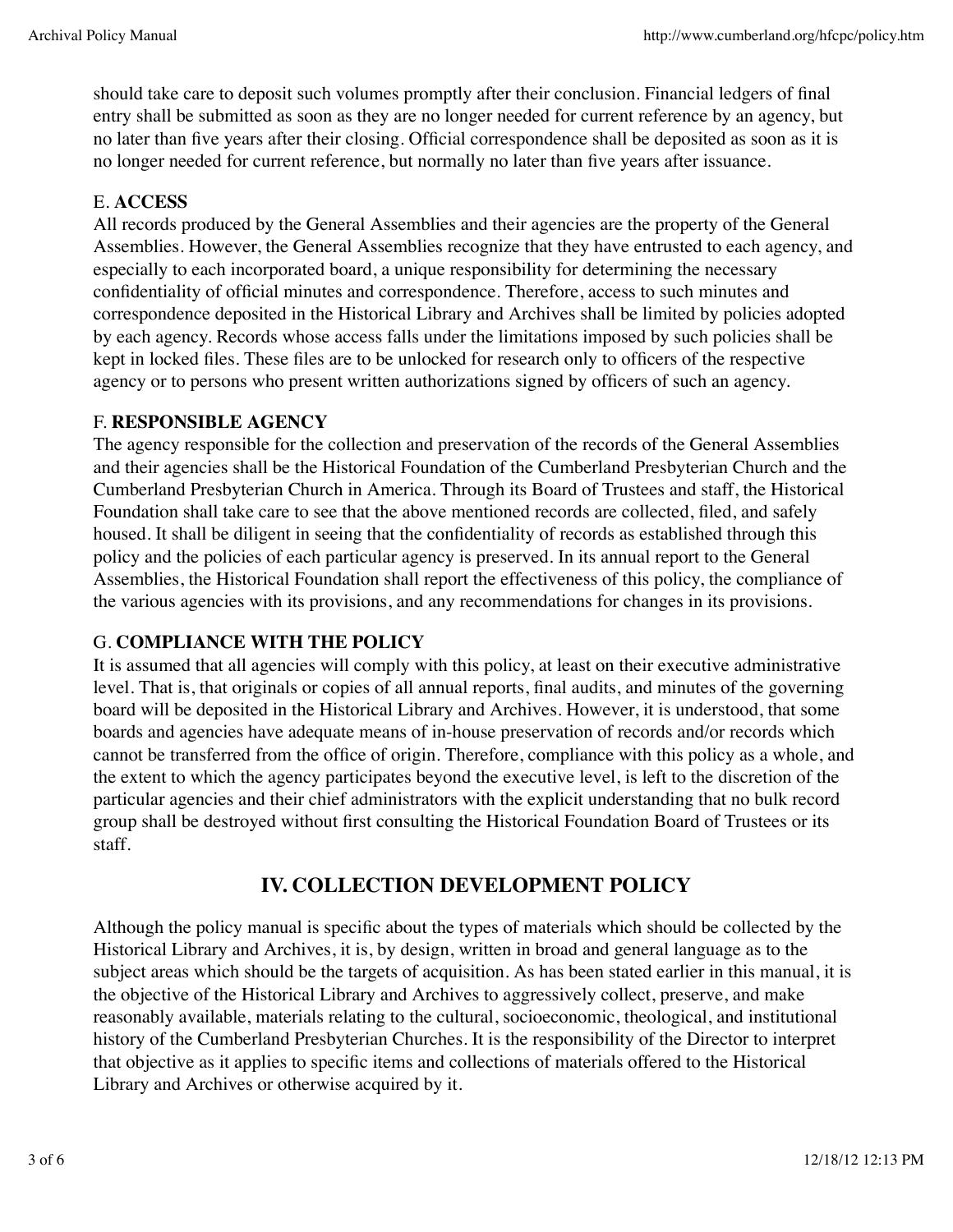should take care to deposit such volumes promptly after their conclusion. Financial ledgers of final entry shall be submitted as soon as they are no longer needed for current reference by an agency, but no later than five years after their closing. Official correspondence shall be deposited as soon as it is no longer needed for current reference, but normally no later than five years after issuance.

E. **ACCESS**
All records produced by the General Assemblies and their agencies are the property of the General Assemblies. However, the General Assemblies recognize that they have entrusted to each agency, and especially to each incorporated board, a unique responsibility for determining the necessary confidentiality of official minutes and correspondence. Therefore, access to such minutes and correspondence deposited in the Historical Library and Archives shall be limited by policies adopted by each agency. Records whose access falls under the limitations imposed by such policies shall be kept in locked files. These files are to be unlocked for research only to officers of the respective agency or to persons who present written authorizations signed by officers of such an agency.

F. **RESPONSIBLE AGENCY**
The agency responsible for the collection and preservation of the records of the General Assemblies and their agencies shall be the Historical Foundation of the Cumberland Presbyterian Church and the Cumberland Presbyterian Church in America. Through its Board of Trustees and staff, the Historical Foundation shall take care to see that the above mentioned records are collected, filed, and safely housed. It shall be diligent in seeing that the confidentiality of records as established through this policy and the policies of each particular agency is preserved. In its annual report to the General Assemblies, the Historical Foundation shall report the effectiveness of this policy, the compliance of the various agencies with its provisions, and any recommendations for changes in its provisions.

G. **COMPLIANCE WITH THE POLICY**
It is assumed that all agencies will comply with this policy, at least on their executive administrative level. That is, that originals or copies of all annual reports, final audits, and minutes of the governing board will be deposited in the Historical Library and Archives. However, it is understood, that some boards and agencies have adequate means of in-house preservation of records and/or records which cannot be transferred from the office of origin. Therefore, compliance with this policy as a whole, and the extent to which the agency participates beyond the executive level, is left to the discretion of the particular agencies and their chief administrators with the explicit understanding that no bulk record group shall be destroyed without first consulting the Historical Foundation Board of Trustees or its staff.

## IV. COLLECTION DEVELOPMENT POLICY

Although the policy manual is specific about the types of materials which should be collected by the Historical Library and Archives, it is, by design, written in broad and general language as to the subject areas which should be the targets of acquisition. As has been stated earlier in this manual, it is the objective of the Historical Library and Archives to aggressively collect, preserve, and make reasonably available, materials relating to the cultural, socioeconomic, theological, and institutional history of the Cumberland Presbyterian Churches. It is the responsibility of the Director to interpret that objective as it applies to specific items and collections of materials offered to the Historical Library and Archives or otherwise acquired by it.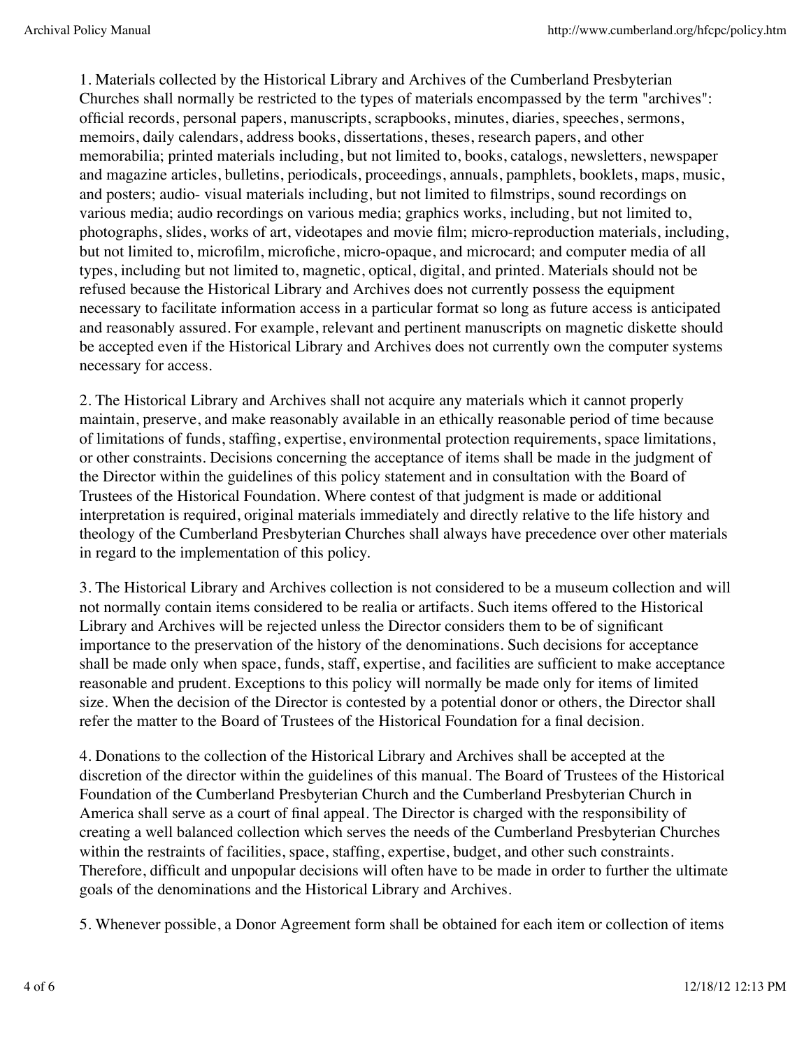1. Materials collected by the Historical Library and Archives of the Cumberland Presbyterian Churches shall normally be restricted to the types of materials encompassed by the term "archives": official records, personal papers, manuscripts, scrapbooks, minutes, diaries, speeches, sermons, memoirs, daily calendars, address books, dissertations, theses, research papers, and other memorabilia; printed materials including, but not limited to, books, catalogs, newsletters, newspaper and magazine articles, bulletins, periodicals, proceedings, annuals, pamphlets, booklets, maps, music, and posters; audio- visual materials including, but not limited to filmstrips, sound recordings on various media; audio recordings on various media; graphics works, including, but not limited to, photographs, slides, works of art, videotapes and movie film; micro-reproduction materials, including, but not limited to, microfilm, microfiche, micro-opaque, and microcard; and computer media of all types, including but not limited to, magnetic, optical, digital, and printed. Materials should not be refused because the Historical Library and Archives does not currently possess the equipment necessary to facilitate information access in a particular format so long as future access is anticipated and reasonably assured. For example, relevant and pertinent manuscripts on magnetic diskette should be accepted even if the Historical Library and Archives does not currently own the computer systems necessary for access.

2. The Historical Library and Archives shall not acquire any materials which it cannot properly maintain, preserve, and make reasonably available in an ethically reasonable period of time because of limitations of funds, staffing, expertise, environmental protection requirements, space limitations, or other constraints. Decisions concerning the acceptance of items shall be made in the judgment of the Director within the guidelines of this policy statement and in consultation with the Board of Trustees of the Historical Foundation. Where contest of that judgment is made or additional interpretation is required, original materials immediately and directly relative to the life history and theology of the Cumberland Presbyterian Churches shall always have precedence over other materials in regard to the implementation of this policy.

3. The Historical Library and Archives collection is not considered to be a museum collection and will not normally contain items considered to be realia or artifacts. Such items offered to the Historical Library and Archives will be rejected unless the Director considers them to be of significant importance to the preservation of the history of the denominations. Such decisions for acceptance shall be made only when space, funds, staff, expertise, and facilities are sufficient to make acceptance reasonable and prudent. Exceptions to this policy will normally be made only for items of limited size. When the decision of the Director is contested by a potential donor or others, the Director shall refer the matter to the Board of Trustees of the Historical Foundation for a final decision.

4. Donations to the collection of the Historical Library and Archives shall be accepted at the discretion of the director within the guidelines of this manual. The Board of Trustees of the Historical Foundation of the Cumberland Presbyterian Church and the Cumberland Presbyterian Church in America shall serve as a court of final appeal. The Director is charged with the responsibility of creating a well balanced collection which serves the needs of the Cumberland Presbyterian Churches within the restraints of facilities, space, staffing, expertise, budget, and other such constraints. Therefore, difficult and unpopular decisions will often have to be made in order to further the ultimate goals of the denominations and the Historical Library and Archives.

5. Whenever possible, a Donor Agreement form shall be obtained for each item or collection of items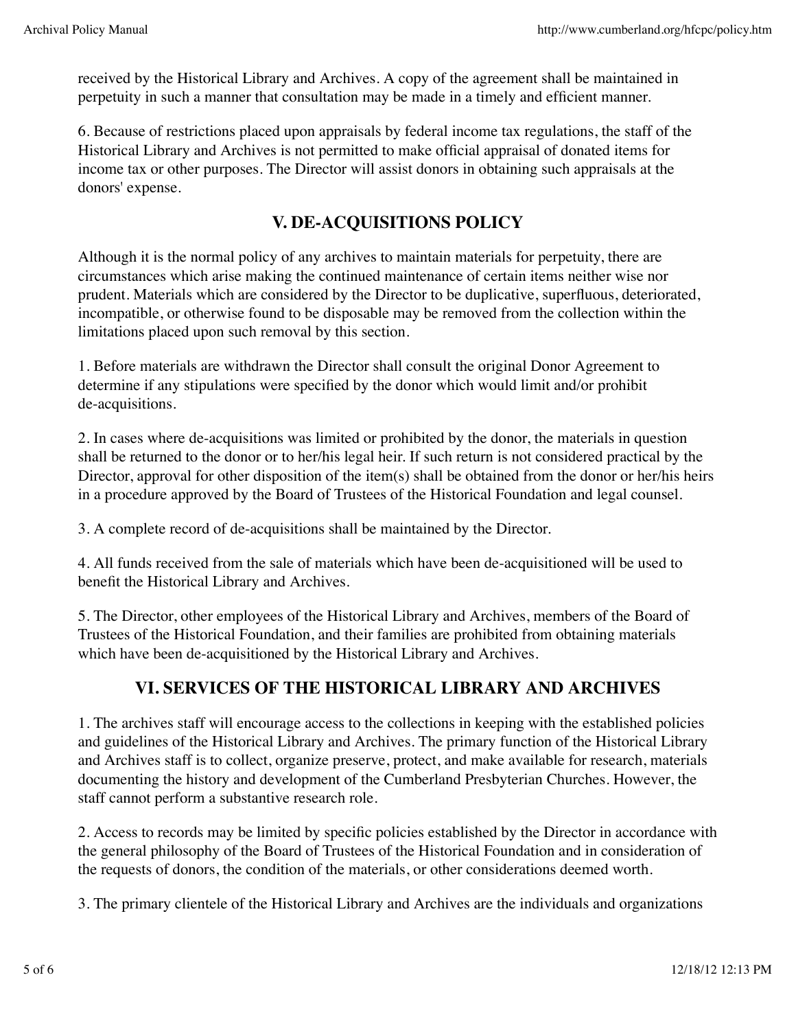received by the Historical Library and Archives. A copy of the agreement shall be maintained in perpetuity in such a manner that consultation may be made in a timely and efficient manner.

6. Because of restrictions placed upon appraisals by federal income tax regulations, the staff of the Historical Library and Archives is not permitted to make official appraisal of donated items for income tax or other purposes. The Director will assist donors in obtaining such appraisals at the donors' expense.

## V. DE-ACQUISITIONS POLICY

Although it is the normal policy of any archives to maintain materials for perpetuity, there are circumstances which arise making the continued maintenance of certain items neither wise nor prudent. Materials which are considered by the Director to be duplicative, superfluous, deteriorated, incompatible, or otherwise found to be disposable may be removed from the collection within the limitations placed upon such removal by this section.

1. Before materials are withdrawn the Director shall consult the original Donor Agreement to determine if any stipulations were specified by the donor which would limit and/or prohibit de-acquisitions.

2. In cases where de-acquisitions was limited or prohibited by the donor, the materials in question shall be returned to the donor or to her/his legal heir. If such return is not considered practical by the Director, approval for other disposition of the item(s) shall be obtained from the donor or her/his heirs in a procedure approved by the Board of Trustees of the Historical Foundation and legal counsel.

3. A complete record of de-acquisitions shall be maintained by the Director.

4. All funds received from the sale of materials which have been de-acquisitioned will be used to benefit the Historical Library and Archives.

5. The Director, other employees of the Historical Library and Archives, members of the Board of Trustees of the Historical Foundation, and their families are prohibited from obtaining materials which have been de-acquisitioned by the Historical Library and Archives.

## VI. SERVICES OF THE HISTORICAL LIBRARY AND ARCHIVES

1. The archives staff will encourage access to the collections in keeping with the established policies and guidelines of the Historical Library and Archives. The primary function of the Historical Library and Archives staff is to collect, organize preserve, protect, and make available for research, materials documenting the history and development of the Cumberland Presbyterian Churches. However, the staff cannot perform a substantive research role.

2. Access to records may be limited by specific policies established by the Director in accordance with the general philosophy of the Board of Trustees of the Historical Foundation and in consideration of the requests of donors, the condition of the materials, or other considerations deemed worth.

3. The primary clientele of the Historical Library and Archives are the individuals and organizations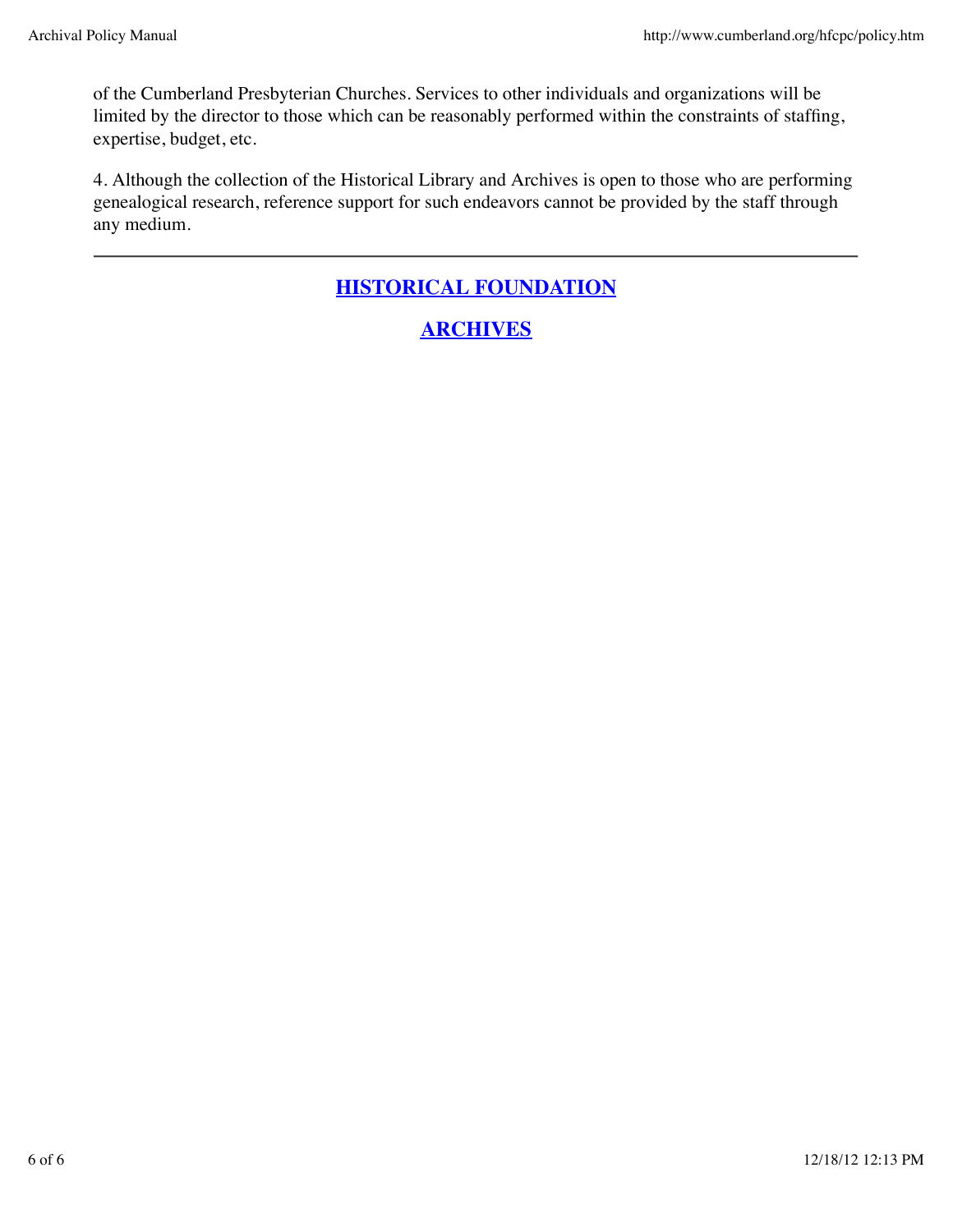of the Cumberland Presbyterian Churches. Services to other individuals and organizations will be limited by the director to those which can be reasonably performed within the constraints of staffing, expertise, budget, etc.

4. Although the collection of the Historical Library and Archives is open to those who are performing genealogical research, reference support for such endeavors cannot be provided by the staff through any medium.

---

**HISTORICAL FOUNDATION**

**ARCHIVES**